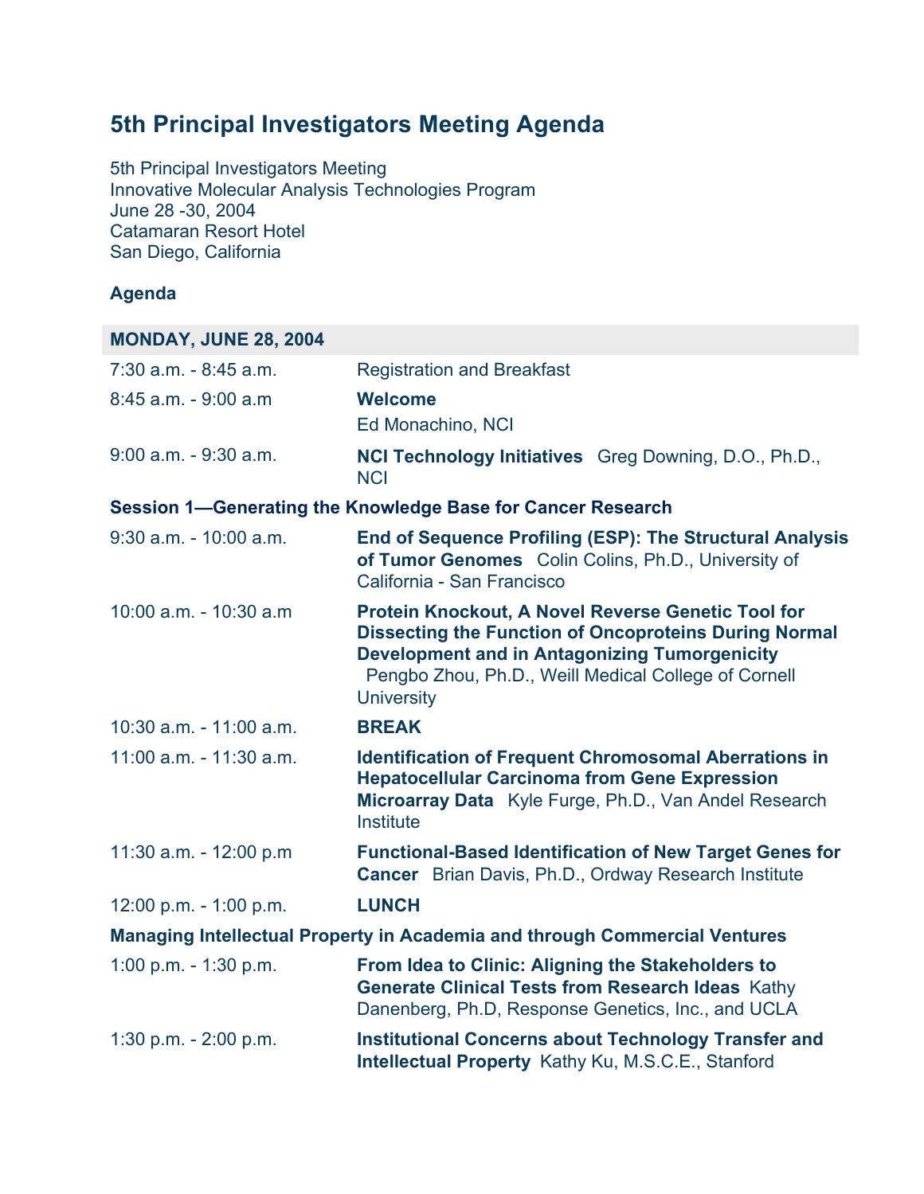# 5th Principal Investigators Meeting Agenda

5th Principal Investigators Meeting
Innovative Molecular Analysis Technologies Program
June 28 -30, 2004
Catamaran Resort Hotel
San Diego, California

**Agenda**

| **MONDAY, JUNE 28, 2004** | |
|---|---|
| 7:30 a.m. - 8:45 a.m. | Registration and Breakfast |
| 8:45 a.m. - 9:00 a.m | **Welcome** Ed Monachino, NCI |
| 9:00 a.m. - 9:30 a.m. | **NCI Technology Initiatives** Greg Downing, D.O., Ph.D., NCI |
| **Session 1—Generating the Knowledge Base for Cancer Research** | |
| 9:30 a.m. - 10:00 a.m. | **End of Sequence Profiling (ESP): The Structural Analysis of Tumor Genomes** Colin Colins, Ph.D., University of California - San Francisco |
| 10:00 a.m. - 10:30 a.m | **Protein Knockout, A Novel Reverse Genetic Tool for Dissecting the Function of Oncoproteins During Normal Development and in Antagonizing Tumorgenicity** Pengbo Zhou, Ph.D., Weill Medical College of Cornell University |
| 10:30 a.m. - 11:00 a.m. | **BREAK** |
| 11:00 a.m. - 11:30 a.m. | **Identification of Frequent Chromosomal Aberrations in Hepatocellular Carcinoma from Gene Expression Microarray Data** Kyle Furge, Ph.D., Van Andel Research Institute |
| 11:30 a.m. - 12:00 p.m | **Functional-Based Identification of New Target Genes for Cancer** Brian Davis, Ph.D., Ordway Research Institute |
| 12:00 p.m. - 1:00 p.m. | **LUNCH** |
| **Managing Intellectual Property in Academia and through Commercial Ventures** | |
| 1:00 p.m. - 1:30 p.m. | **From Idea to Clinic: Aligning the Stakeholders to Generate Clinical Tests from Research Ideas** Kathy Danenberg, Ph.D, Response Genetics, Inc., and UCLA |
| 1:30 p.m. - 2:00 p.m. | **Institutional Concerns about Technology Transfer and Intellectual Property** Kathy Ku, M.S.C.E., Stanford |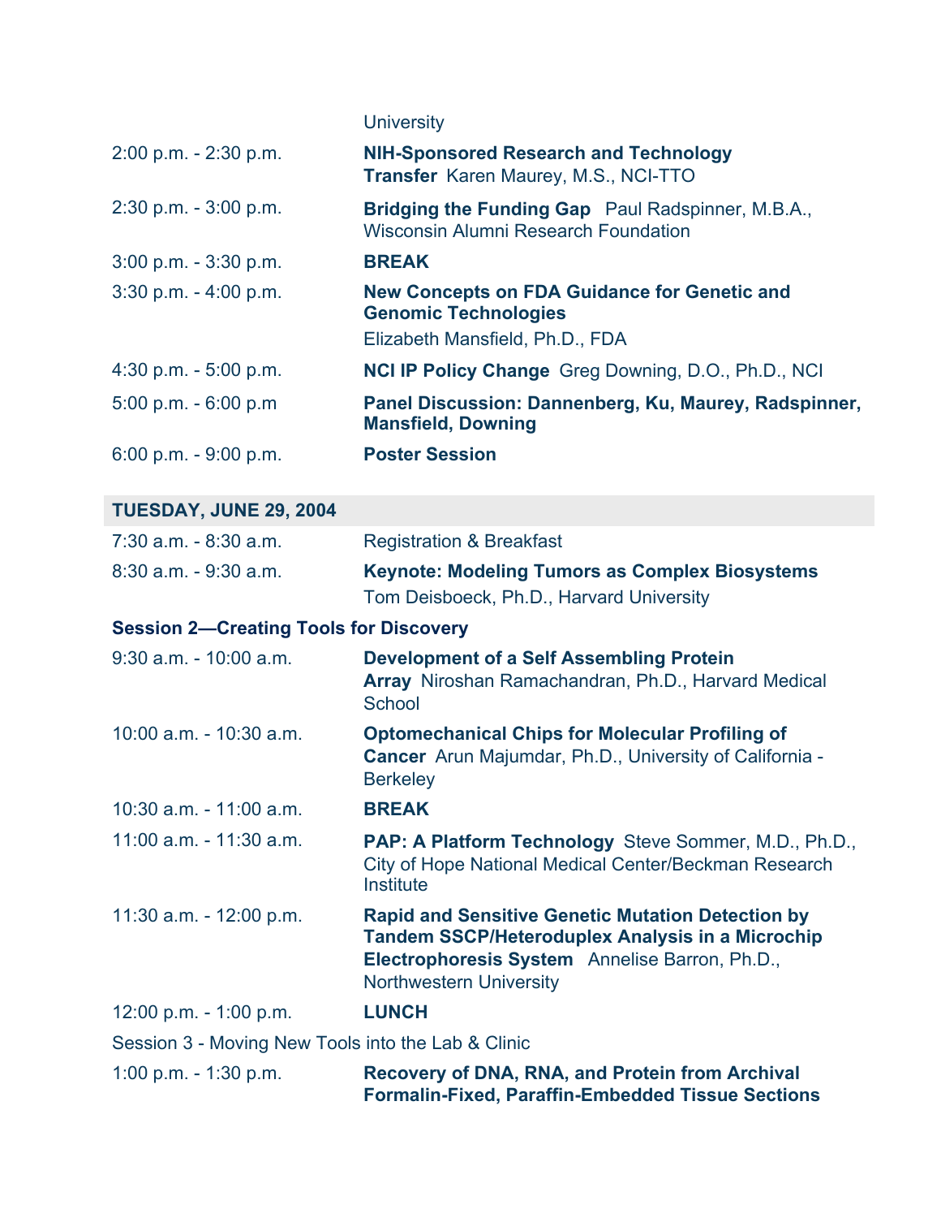| | |
|---|---|
| | University |
| 2:00 p.m. - 2:30 p.m. | **NIH-Sponsored Research and Technology Transfer** Karen Maurey, M.S., NCI-TTO |
| 2:30 p.m. - 3:00 p.m. | **Bridging the Funding Gap** Paul Radspinner, M.B.A., Wisconsin Alumni Research Foundation |
| 3:00 p.m. - 3:30 p.m. | **BREAK** |
| 3:30 p.m. - 4:00 p.m. | **New Concepts on FDA Guidance for Genetic and Genomic Technologies** Elizabeth Mansfield, Ph.D., FDA |
| 4:30 p.m. - 5:00 p.m. | **NCI IP Policy Change** Greg Downing, D.O., Ph.D., NCI |
| 5:00 p.m. - 6:00 p.m | **Panel Discussion: Dannenberg, Ku, Maurey, Radspinner, Mansfield, Downing** |
| 6:00 p.m. - 9:00 p.m. | **Poster Session** |

## TUESDAY, JUNE 29, 2004

| | |
|---|---|
| 7:30 a.m. - 8:30 a.m. | Registration & Breakfast |
| 8:30 a.m. - 9:30 a.m. | **Keynote: Modeling Tumors as Complex Biosystems** Tom Deisboeck, Ph.D., Harvard University |

**Session 2—Creating Tools for Discovery**

| | |
|---|---|
| 9:30 a.m. - 10:00 a.m. | **Development of a Self Assembling Protein Array** Niroshan Ramachandran, Ph.D., Harvard Medical School |
| 10:00 a.m. - 10:30 a.m. | **Optomechanical Chips for Molecular Profiling of Cancer** Arun Majumdar, Ph.D., University of California - Berkeley |
| 10:30 a.m. - 11:00 a.m. | **BREAK** |
| 11:00 a.m. - 11:30 a.m. | **PAP: A Platform Technology** Steve Sommer, M.D., Ph.D., City of Hope National Medical Center/Beckman Research Institute |
| 11:30 a.m. - 12:00 p.m. | **Rapid and Sensitive Genetic Mutation Detection by Tandem SSCP/Heteroduplex Analysis in a Microchip Electrophoresis System** Annelise Barron, Ph.D., Northwestern University |
| 12:00 p.m. - 1:00 p.m. | **LUNCH** |

Session 3 - Moving New Tools into the Lab & Clinic

| | |
|---|---|
| 1:00 p.m. - 1:30 p.m. | **Recovery of DNA, RNA, and Protein from Archival Formalin-Fixed, Paraffin-Embedded Tissue Sections** |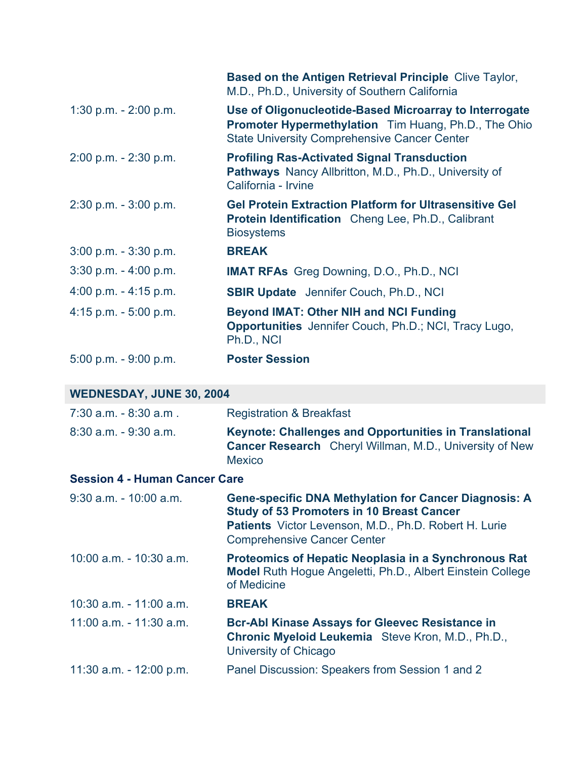| | |
|---|---|
| | **Based on the Antigen Retrieval Principle** Clive Taylor, M.D., Ph.D., University of Southern California |
| 1:30 p.m. - 2:00 p.m. | **Use of Oligonucleotide-Based Microarray to Interrogate Promoter Hypermethylation** Tim Huang, Ph.D., The Ohio State University Comprehensive Cancer Center |
| 2:00 p.m. - 2:30 p.m. | **Profiling Ras-Activated Signal Transduction Pathways** Nancy Allbritton, M.D., Ph.D., University of California - Irvine |
| 2:30 p.m. - 3:00 p.m. | **Gel Protein Extraction Platform for Ultrasensitive Gel Protein Identification** Cheng Lee, Ph.D., Calibrant Biosystems |
| 3:00 p.m. - 3:30 p.m. | **BREAK** |
| 3:30 p.m. - 4:00 p.m. | **IMAT RFAs** Greg Downing, D.O., Ph.D., NCI |
| 4:00 p.m. - 4:15 p.m. | **SBIR Update** Jennifer Couch, Ph.D., NCI |
| 4:15 p.m. - 5:00 p.m. | **Beyond IMAT: Other NIH and NCI Funding Opportunities** Jennifer Couch, Ph.D.; NCI, Tracy Lugo, Ph.D., NCI |
| 5:00 p.m. - 9:00 p.m. | **Poster Session** |

## WEDNESDAY, JUNE 30, 2004

| | |
|---|---|
| 7:30 a.m. - 8:30 a.m . | Registration & Breakfast |
| 8:30 a.m. - 9:30 a.m. | **Keynote: Challenges and Opportunities in Translational Cancer Research** Cheryl Willman, M.D., University of New Mexico |

### Session 4 - Human Cancer Care

| | |
|---|---|
| 9:30 a.m. - 10:00 a.m. | **Gene-specific DNA Methylation for Cancer Diagnosis: A Study of 53 Promoters in 10 Breast Cancer Patients** Victor Levenson, M.D., Ph.D. Robert H. Lurie Comprehensive Cancer Center |
| 10:00 a.m. - 10:30 a.m. | **Proteomics of Hepatic Neoplasia in a Synchronous Rat Model** Ruth Hogue Angeletti, Ph.D., Albert Einstein College of Medicine |
| 10:30 a.m. - 11:00 a.m. | **BREAK** |
| 11:00 a.m. - 11:30 a.m. | **Bcr-Abl Kinase Assays for Gleevec Resistance in Chronic Myeloid Leukemia** Steve Kron, M.D., Ph.D., University of Chicago |
| 11:30 a.m. - 12:00 p.m. | Panel Discussion: Speakers from Session 1 and 2 |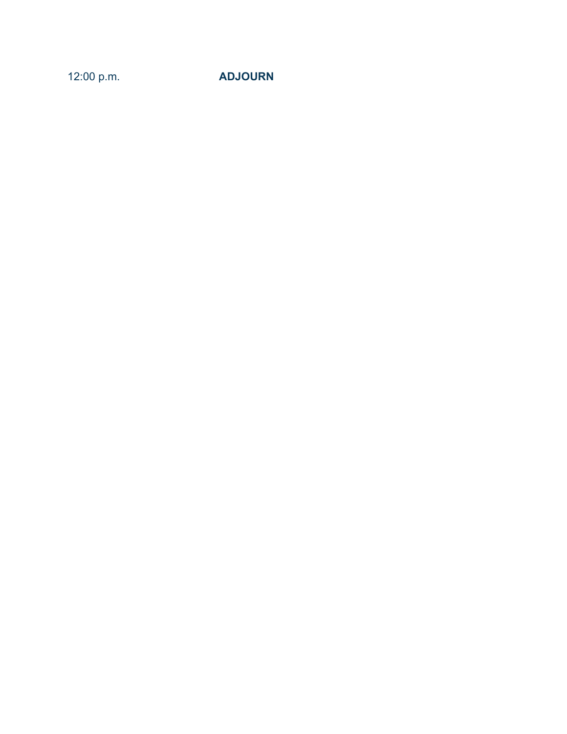| | |
|---|---|
| 12:00 p.m. | **ADJOURN** |